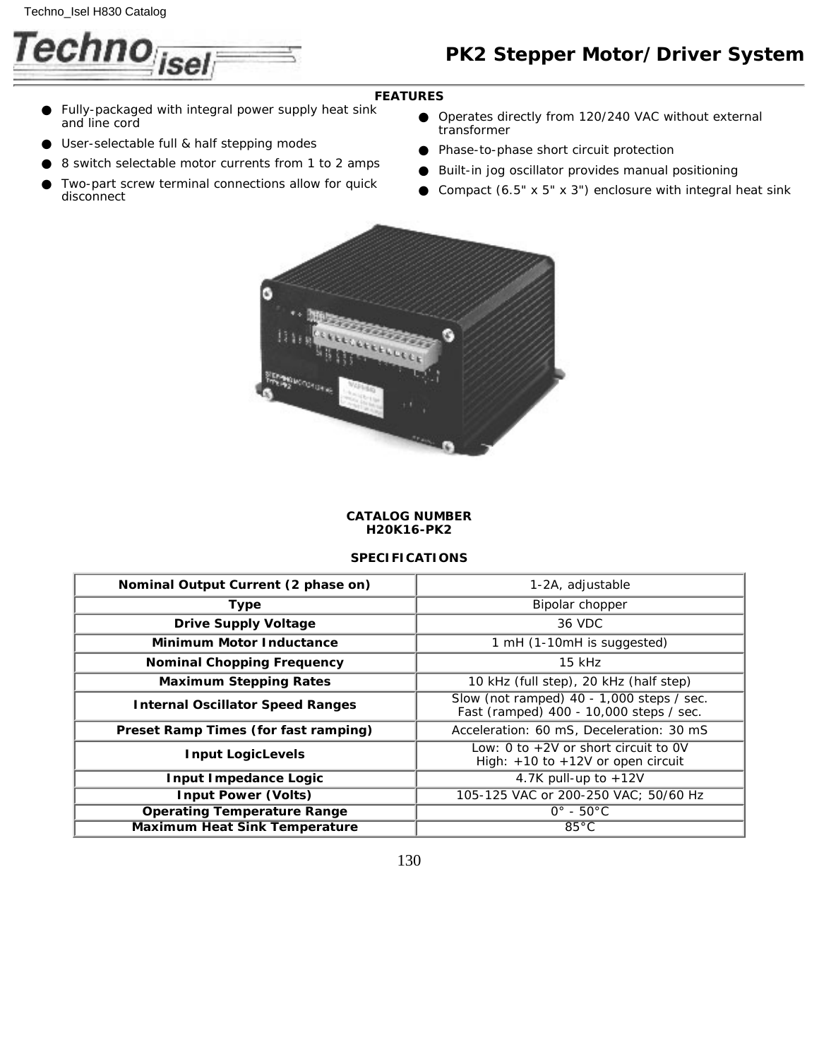# PK2 Stepper Motor/Driver System

## FEATURES

- Fully-packaged with integral power supply heat sink and line cord
- User-selectable full & half stepping modes
- 8 switch selectable motor currents from 1 to 2 amps
- Two-part screw terminal connections allow for quick disconnect
- Operates directly from 120/240 VAC without external transformer
- Phase-to-phase short circuit protection
- Built-in jog oscillator provides manual positioning
- Compact (6.5" x 5" x 3") enclosure with integral heat sink

**CATALOG NUMBER**
**H20K16-PK2**

**SPECIFICATIONS**

| | |
|---|---|
| **Nominal Output Current (2 phase on)** | 1-2A, adjustable |
| **Type** | Bipolar chopper |
| **Drive Supply Voltage** | 36 VDC |
| **Minimum Motor Inductance** | 1 mH (1-10mH is suggested) |
| **Nominal Chopping Frequency** | 15 kHz |
| **Maximum Stepping Rates** | 10 kHz (full step), 20 kHz (half step) |
| **Internal Oscillator Speed Ranges** | Slow (not ramped) 40 - 1,000 steps / sec.<br>Fast (ramped) 400 - 10,000 steps / sec. |
| **Preset Ramp Times (for fast ramping)** | Acceleration: 60 mS, Deceleration: 30 mS |
| **Input LogicLevels** | Low: 0 to +2V or short circuit to 0V<br>High: +10 to +12V or open circuit |
| **Input Impedance Logic** | 4.7K pull-up to +12V |
| **Input Power (Volts)** | 105-125 VAC or 200-250 VAC; 50/60 Hz |
| **Operating Temperature Range** | 0° - 50°C |
| **Maximum Heat Sink Temperature** | 85°C |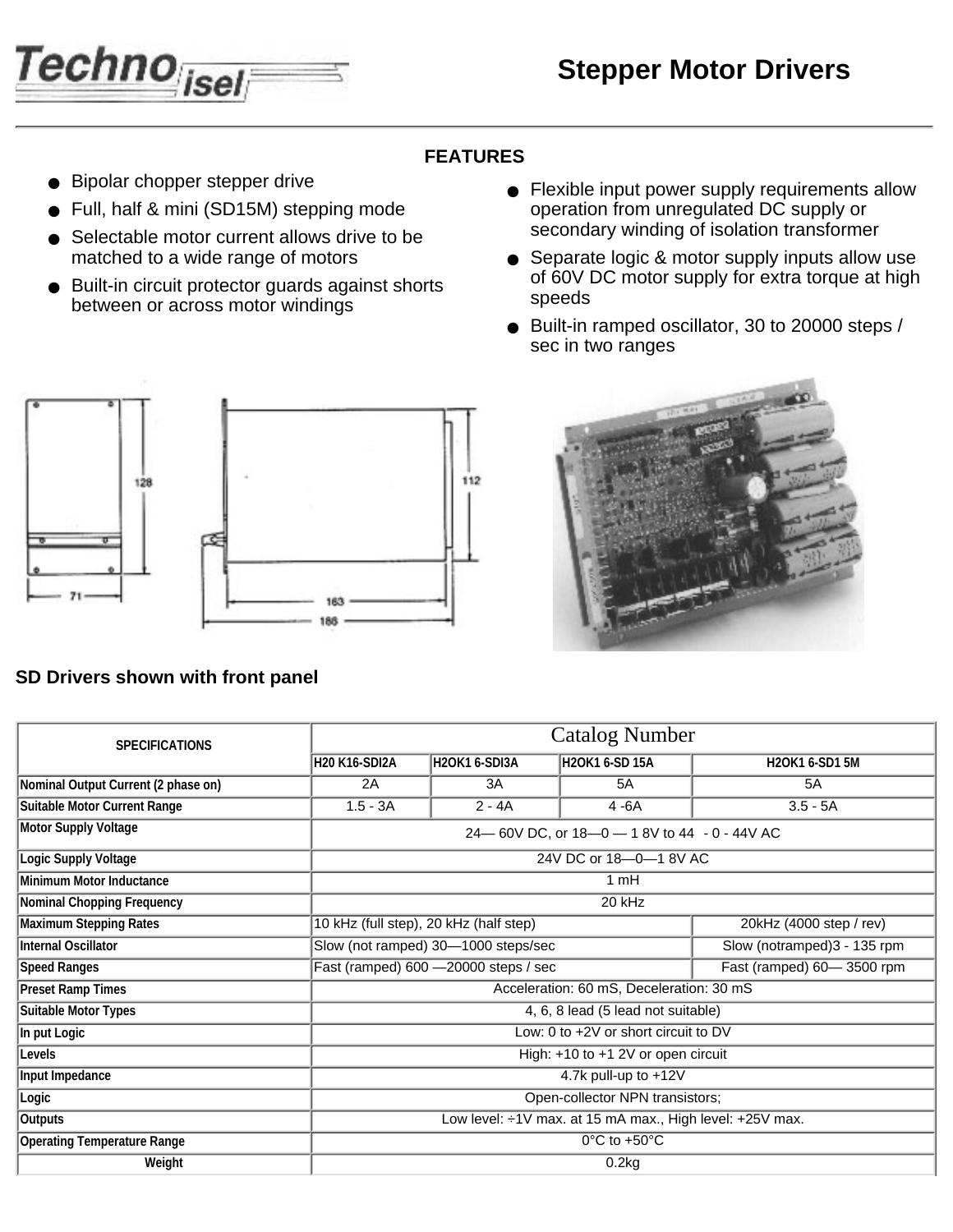# Stepper Motor Drivers

## FEATURES

- Bipolar chopper stepper drive
- Full, half & mini (SD15M) stepping mode
- Selectable motor current allows drive to be matched to a wide range of motors
- Built-in circuit protector guards against shorts between or across motor windings
- Flexible input power supply requirements allow operation from unregulated DC supply or secondary winding of isolation transformer
- Separate logic & motor supply inputs allow use of 60V DC motor supply for extra torque at high speeds
- Built-in ramped oscillator, 30 to 20000 steps / sec in two ranges

128

112

71

163

186

**SD Drivers shown with front panel**

| SPECIFICATIONS | Catalog Number | | | |
|---|---|---|---|---|
| | H20 K16-SDI2A | H2OK1 6-SDI3A | H2OK1 6-SD 15A | H2OK1 6-SD1 5M |
| Nominal Output Current (2 phase on) | 2A | 3A | 5A | 5A |
| Suitable Motor Current Range | 1.5 - 3A | 2 - 4A | 4 -6A | 3.5 - 5A |
| Motor Supply Voltage | 24— 60V DC, or 18—0 — 1 8V to 44 - 0 - 44V AC | | | |
| Logic Supply Voltage | 24V DC or 18—0—1 8V AC | | | |
| Minimum Motor Inductance | 1 mH | | | |
| Nominal Chopping Frequency | 20 kHz | | | |
| Maximum Stepping Rates | 10 kHz (full step), 20 kHz (half step) | | | 20kHz (4000 step / rev) |
| Internal Oscillator | Slow (not ramped) 30—1000 steps/sec | | | Slow (notramped)3 - 135 rpm |
| Speed Ranges | Fast (ramped) 600 —20000 steps / sec | | | Fast (ramped) 60— 3500 rpm |
| Preset Ramp Times | Acceleration: 60 mS, Deceleration: 30 mS | | | |
| Suitable Motor Types | 4, 6, 8 lead (5 lead not suitable) | | | |
| In put Logic | Low: 0 to +2V or short circuit to DV | | | |
| Levels | High: +10 to +1 2V or open circuit | | | |
| Input Impedance | 4.7k pull-up to +12V | | | |
| Logic | Open-collector NPN transistors; | | | |
| Outputs | Low level: ÷1V max. at 15 mA max., High level: +25V max. | | | |
| Operating Temperature Range | 0°C to +50°C | | | |
| Weight | 0.2kg | | | |